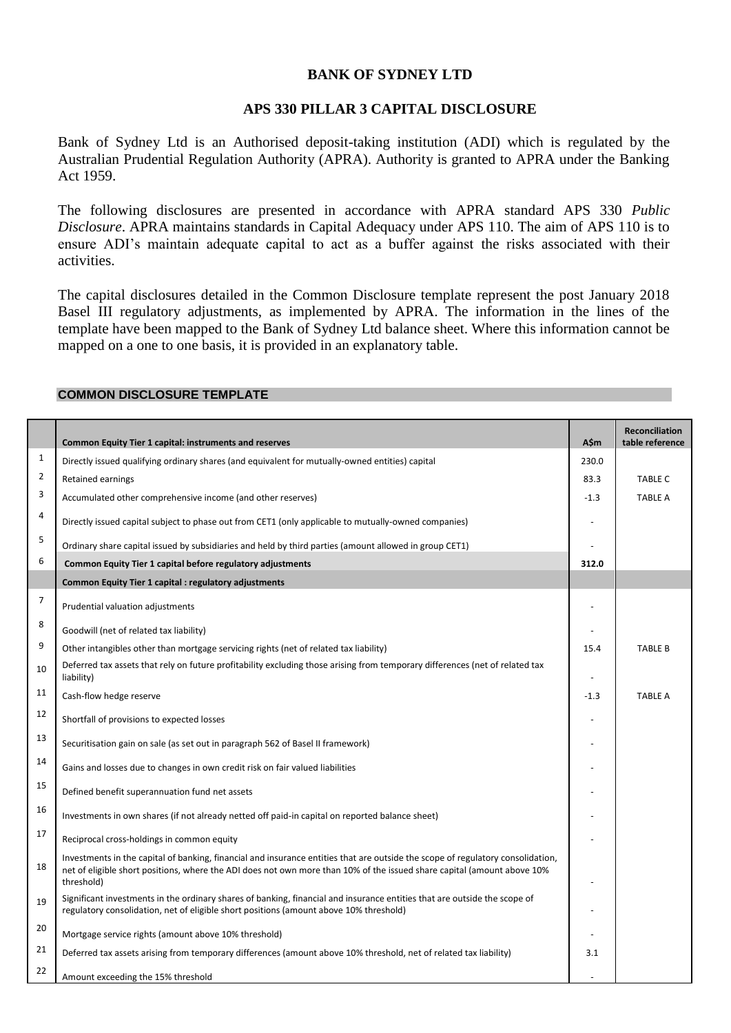# BANK OF SYDNEY LTD

## APS 330 PILLAR 3 CAPITAL DISCLOSURE

Bank of Sydney Ltd is an Authorised deposit-taking institution (ADI) which is regulated by the Australian Prudential Regulation Authority (APRA). Authority is granted to APRA under the Banking Act 1959.

The following disclosures are presented in accordance with APRA standard APS 330 *Public Disclosure*. APRA maintains standards in Capital Adequacy under APS 110. The aim of APS 110 is to ensure ADI's maintain adequate capital to act as a buffer against the risks associated with their activities.

The capital disclosures detailed in the Common Disclosure template represent the post January 2018 Basel III regulatory adjustments, as implemented by APRA. The information in the lines of the template have been mapped to the Bank of Sydney Ltd balance sheet. Where this information cannot be mapped on a one to one basis, it is provided in an explanatory table.

### COMMON DISCLOSURE TEMPLATE

| | Common Equity Tier 1 capital: instruments and reserves | A$m | Reconciliation table reference |
|---|---|---|---|
| 1 | Directly issued qualifying ordinary shares (and equivalent for mutually-owned entities) capital | 230.0 | |
| 2 | Retained earnings | 83.3 | TABLE C |
| 3 | Accumulated other comprehensive income (and other reserves) | -1.3 | TABLE A |
| 4 | Directly issued capital subject to phase out from CET1 (only applicable to mutually-owned companies) | - | |
| 5 | Ordinary share capital issued by subsidiaries and held by third parties (amount allowed in group CET1) | - | |
| 6 | **Common Equity Tier 1 capital before regulatory adjustments** | **312.0** | |
| | **Common Equity Tier 1 capital : regulatory adjustments** | | |
| 7 | Prudential valuation adjustments | - | |
| 8 | Goodwill (net of related tax liability) | - | |
| 9 | Other intangibles other than mortgage servicing rights (net of related tax liability) | 15.4 | TABLE B |
| 10 | Deferred tax assets that rely on future profitability excluding those arising from temporary differences (net of related tax liability) | - | |
| 11 | Cash-flow hedge reserve | -1.3 | TABLE A |
| 12 | Shortfall of provisions to expected losses | - | |
| 13 | Securitisation gain on sale (as set out in paragraph 562 of Basel II framework) | - | |
| 14 | Gains and losses due to changes in own credit risk on fair valued liabilities | - | |
| 15 | Defined benefit superannuation fund net assets | - | |
| 16 | Investments in own shares (if not already netted off paid-in capital on reported balance sheet) | - | |
| 17 | Reciprocal cross-holdings in common equity | - | |
| 18 | Investments in the capital of banking, financial and insurance entities that are outside the scope of regulatory consolidation, net of eligible short positions, where the ADI does not own more than 10% of the issued share capital (amount above 10% threshold) | - | |
| 19 | Significant investments in the ordinary shares of banking, financial and insurance entities that are outside the scope of regulatory consolidation, net of eligible short positions (amount above 10% threshold) | - | |
| 20 | Mortgage service rights (amount above 10% threshold) | - | |
| 21 | Deferred tax assets arising from temporary differences (amount above 10% threshold, net of related tax liability) | 3.1 | |
| 22 | Amount exceeding the 15% threshold | - | |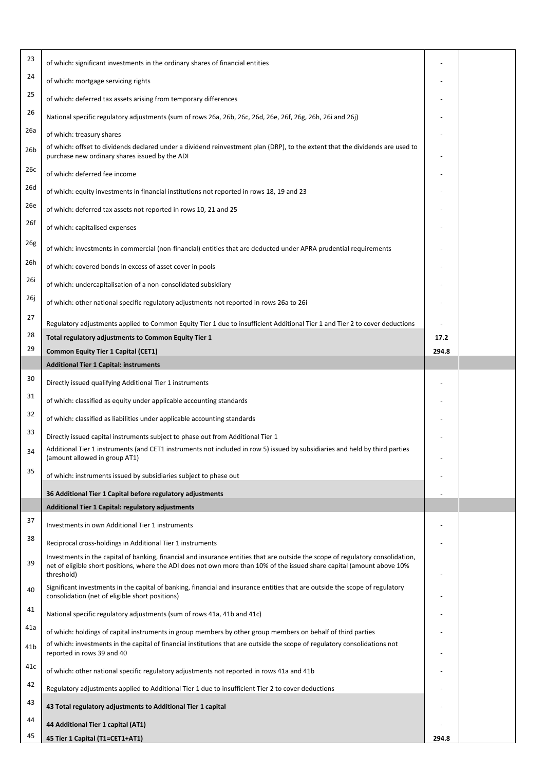| | | | |
|---|---|---|---|
| 23 | of which: significant investments in the ordinary shares of financial entities | - | |
| 24 | of which: mortgage servicing rights | - | |
| 25 | of which: deferred tax assets arising from temporary differences | - | |
| 26 | National specific regulatory adjustments (sum of rows 26a, 26b, 26c, 26d, 26e, 26f, 26g, 26h, 26i and 26j) | - | |
| 26a | of which: treasury shares | - | |
| 26b | of which: offset to dividends declared under a dividend reinvestment plan (DRP), to the extent that the dividends are used to purchase new ordinary shares issued by the ADI | - | |
| 26c | of which: deferred fee income | - | |
| 26d | of which: equity investments in financial institutions not reported in rows 18, 19 and 23 | - | |
| 26e | of which: deferred tax assets not reported in rows 10, 21 and 25 | - | |
| 26f | of which: capitalised expenses | - | |
| 26g | of which: investments in commercial (non-financial) entities that are deducted under APRA prudential requirements | - | |
| 26h | of which: covered bonds in excess of asset cover in pools | - | |
| 26i | of which: undercapitalisation of a non-consolidated subsidiary | - | |
| 26j | of which: other national specific regulatory adjustments not reported in rows 26a to 26i | - | |
| 27 | Regulatory adjustments applied to Common Equity Tier 1 due to insufficient Additional Tier 1 and Tier 2 to cover deductions | - | |
| 28 | **Total regulatory adjustments to Common Equity Tier 1** | **17.2** | |
| 29 | **Common Equity Tier 1 Capital (CET1)** | **294.8** | |
| | **Additional Tier 1 Capital: instruments** | | |
| 30 | Directly issued qualifying Additional Tier 1 instruments | - | |
| 31 | of which: classified as equity under applicable accounting standards | - | |
| 32 | of which: classified as liabilities under applicable accounting standards | - | |
| 33 | Directly issued capital instruments subject to phase out from Additional Tier 1 | - | |
| 34 | Additional Tier 1 instruments (and CET1 instruments not included in row 5) issued by subsidiaries and held by third parties (amount allowed in group AT1) | - | |
| 35 | of which: instruments issued by subsidiaries subject to phase out | - | |
| | **36 Additional Tier 1 Capital before regulatory adjustments** | - | |
| | **Additional Tier 1 Capital: regulatory adjustments** | | |
| 37 | Investments in own Additional Tier 1 instruments | - | |
| 38 | Reciprocal cross-holdings in Additional Tier 1 instruments | - | |
| 39 | Investments in the capital of banking, financial and insurance entities that are outside the scope of regulatory consolidation, net of eligible short positions, where the ADI does not own more than 10% of the issued share capital (amount above 10% threshold) | - | |
| 40 | Significant investments in the capital of banking, financial and insurance entities that are outside the scope of regulatory consolidation (net of eligible short positions) | - | |
| 41 | National specific regulatory adjustments (sum of rows 41a, 41b and 41c) | - | |
| 41a | of which: holdings of capital instruments in group members by other group members on behalf of third parties | - | |
| 41b | of which: investments in the capital of financial institutions that are outside the scope of regulatory consolidations not reported in rows 39 and 40 | - | |
| 41c | of which: other national specific regulatory adjustments not reported in rows 41a and 41b | - | |
| 42 | Regulatory adjustments applied to Additional Tier 1 due to insufficient Tier 2 to cover deductions | - | |
| 43 | **43 Total regulatory adjustments to Additional Tier 1 capital** | - | |
| 44 | **44 Additional Tier 1 capital (AT1)** | - | |
| 45 | **45 Tier 1 Capital (T1=CET1+AT1)** | **294.8** | |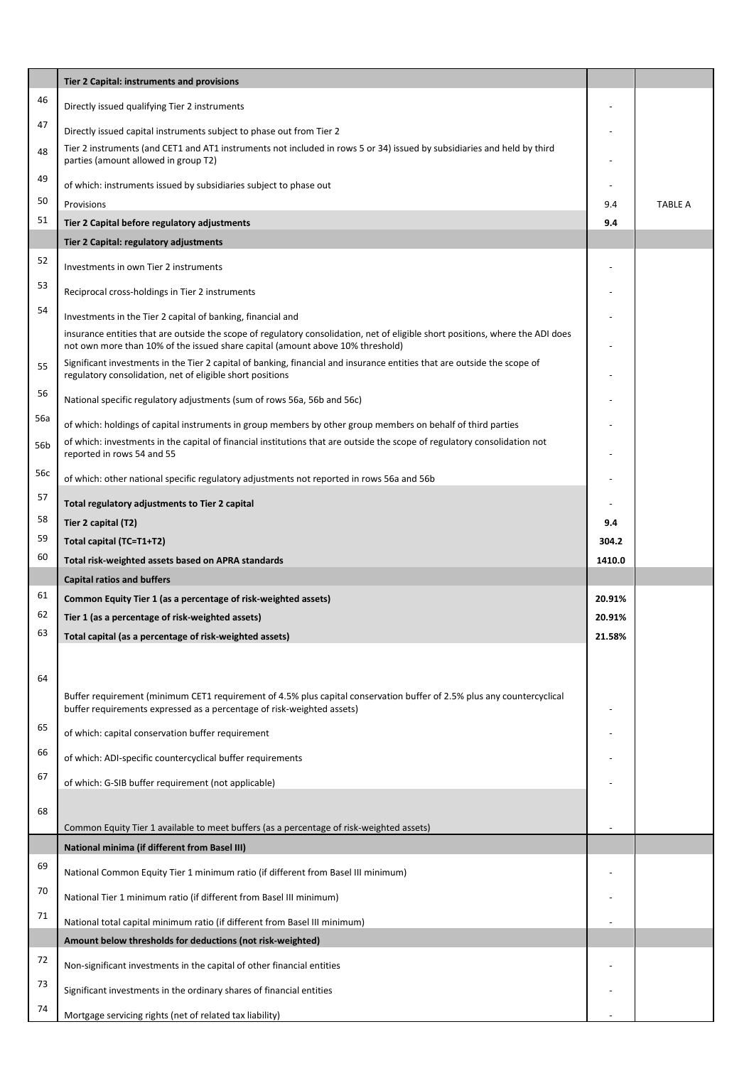| | | | |
|---|---|---|---|
| | **Tier 2 Capital: instruments and provisions** | | |
| 46 | Directly issued qualifying Tier 2 instruments | - | |
| 47 | Directly issued capital instruments subject to phase out from Tier 2 | - | |
| 48 | Tier 2 instruments (and CET1 and AT1 instruments not included in rows 5 or 34) issued by subsidiaries and held by third parties (amount allowed in group T2) | - | |
| 49 | of which: instruments issued by subsidiaries subject to phase out | - | |
| 50 | Provisions | 9.4 | TABLE A |
| 51 | **Tier 2 Capital before regulatory adjustments** | **9.4** | |
| | **Tier 2 Capital: regulatory adjustments** | | |
| 52 | Investments in own Tier 2 instruments | - | |
| 53 | Reciprocal cross-holdings in Tier 2 instruments | - | |
| 54 | Investments in the Tier 2 capital of banking, financial and | - | |
| | insurance entities that are outside the scope of regulatory consolidation, net of eligible short positions, where the ADI does not own more than 10% of the issued share capital (amount above 10% threshold) | - | |
| 55 | Significant investments in the Tier 2 capital of banking, financial and insurance entities that are outside the scope of regulatory consolidation, net of eligible short positions | - | |
| 56 | National specific regulatory adjustments (sum of rows 56a, 56b and 56c) | - | |
| 56a | of which: holdings of capital instruments in group members by other group members on behalf of third parties | - | |
| 56b | of which: investments in the capital of financial institutions that are outside the scope of regulatory consolidation not reported in rows 54 and 55 | - | |
| 56c | of which: other national specific regulatory adjustments not reported in rows 56a and 56b | - | |
| 57 | **Total regulatory adjustments to Tier 2 capital** | - | |
| 58 | **Tier 2 capital (T2)** | **9.4** | |
| 59 | **Total capital (TC=T1+T2)** | **304.2** | |
| 60 | **Total risk-weighted assets based on APRA standards** | **1410.0** | |
| | **Capital ratios and buffers** | | |
| 61 | **Common Equity Tier 1 (as a percentage of risk-weighted assets)** | **20.91%** | |
| 62 | **Tier 1 (as a percentage of risk-weighted assets)** | **20.91%** | |
| 63 | **Total capital (as a percentage of risk-weighted assets)** | **21.58%** | |
| 64 | Buffer requirement (minimum CET1 requirement of 4.5% plus capital conservation buffer of 2.5% plus any countercyclical buffer requirements expressed as a percentage of risk-weighted assets) | - | |
| 65 | of which: capital conservation buffer requirement | - | |
| 66 | of which: ADI-specific countercyclical buffer requirements | - | |
| 67 | of which: G-SIB buffer requirement (not applicable) | - | |
| 68 | Common Equity Tier 1 available to meet buffers (as a percentage of risk-weighted assets) | - | |
| | **National minima (if different from Basel III)** | | |
| 69 | National Common Equity Tier 1 minimum ratio (if different from Basel III minimum) | - | |
| 70 | National Tier 1 minimum ratio (if different from Basel III minimum) | - | |
| 71 | National total capital minimum ratio (if different from Basel III minimum) | - | |
| | **Amount below thresholds for deductions (not risk-weighted)** | | |
| 72 | Non-significant investments in the capital of other financial entities | - | |
| 73 | Significant investments in the ordinary shares of financial entities | - | |
| 74 | Mortgage servicing rights (net of related tax liability) | - | |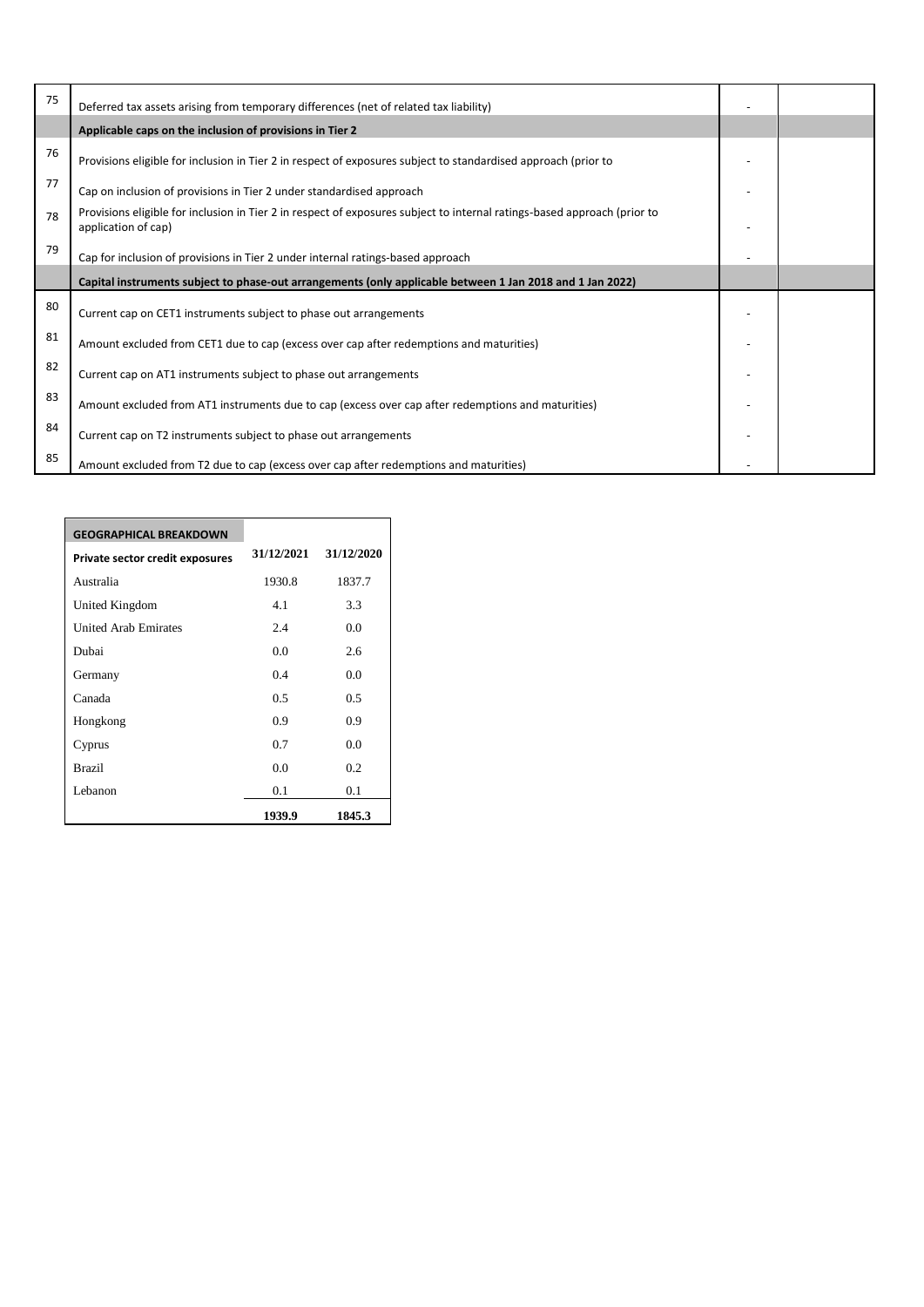| | | | |
|---|---|---|---|
| 75 | Deferred tax assets arising from temporary differences (net of related tax liability) | - | |
| | **Applicable caps on the inclusion of provisions in Tier 2** | | |
| 76 | Provisions eligible for inclusion in Tier 2 in respect of exposures subject to standardised approach (prior to | - | |
| 77 | Cap on inclusion of provisions in Tier 2 under standardised approach | - | |
| 78 | Provisions eligible for inclusion in Tier 2 in respect of exposures subject to internal ratings-based approach (prior to application of cap) | - | |
| 79 | Cap for inclusion of provisions in Tier 2 under internal ratings-based approach | - | |
| | **Capital instruments subject to phase-out arrangements (only applicable between 1 Jan 2018 and 1 Jan 2022)** | | |
| 80 | Current cap on CET1 instruments subject to phase out arrangements | - | |
| 81 | Amount excluded from CET1 due to cap (excess over cap after redemptions and maturities) | - | |
| 82 | Current cap on AT1 instruments subject to phase out arrangements | - | |
| 83 | Amount excluded from AT1 instruments due to cap (excess over cap after redemptions and maturities) | - | |
| 84 | Current cap on T2 instruments subject to phase out arrangements | - | |
| 85 | Amount excluded from T2 due to cap (excess over cap after redemptions and maturities) | - | |

**GEOGRAPHICAL BREAKDOWN**

| Private sector credit exposures | 31/12/2021 | 31/12/2020 |
|---|---|---|
| Australia | 1930.8 | 1837.7 |
| United Kingdom | 4.1 | 3.3 |
| United Arab Emirates | 2.4 | 0.0 |
| Dubai | 0.0 | 2.6 |
| Germany | 0.4 | 0.0 |
| Canada | 0.5 | 0.5 |
| Hongkong | 0.9 | 0.9 |
| Cyprus | 0.7 | 0.0 |
| Brazil | 0.0 | 0.2 |
| Lebanon | 0.1 | 0.1 |
| | **1939.9** | **1845.3** |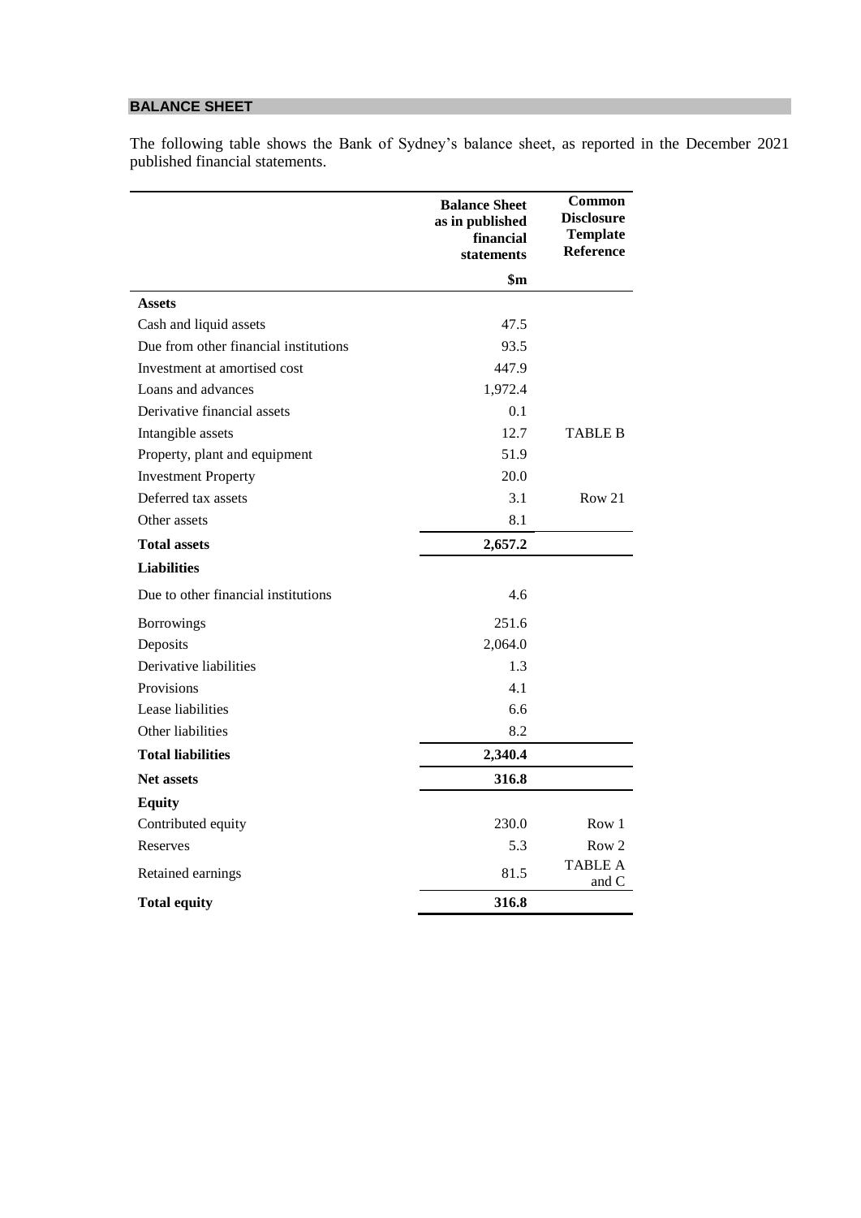## BALANCE SHEET

The following table shows the Bank of Sydney's balance sheet, as reported in the December 2021 published financial statements.

| | Balance Sheet as in published financial statements | Common Disclosure Template Reference |
|---|---|---|
| | $m | |
| **Assets** | | |
| Cash and liquid assets | 47.5 | |
| Due from other financial institutions | 93.5 | |
| Investment at amortised cost | 447.9 | |
| Loans and advances | 1,972.4 | |
| Derivative financial assets | 0.1 | |
| Intangible assets | 12.7 | TABLE B |
| Property, plant and equipment | 51.9 | |
| Investment Property | 20.0 | |
| Deferred tax assets | 3.1 | Row 21 |
| Other assets | 8.1 | |
| **Total assets** | **2,657.2** | |
| **Liabilities** | | |
| Due to other financial institutions | 4.6 | |
| Borrowings | 251.6 | |
| Deposits | 2,064.0 | |
| Derivative liabilities | 1.3 | |
| Provisions | 4.1 | |
| Lease liabilities | 6.6 | |
| Other liabilities | 8.2 | |
| **Total liabilities** | **2,340.4** | |
| **Net assets** | **316.8** | |
| **Equity** | | |
| Contributed equity | 230.0 | Row 1 |
| Reserves | 5.3 | Row 2 |
| Retained earnings | 81.5 | TABLE A and C |
| **Total equity** | **316.8** | |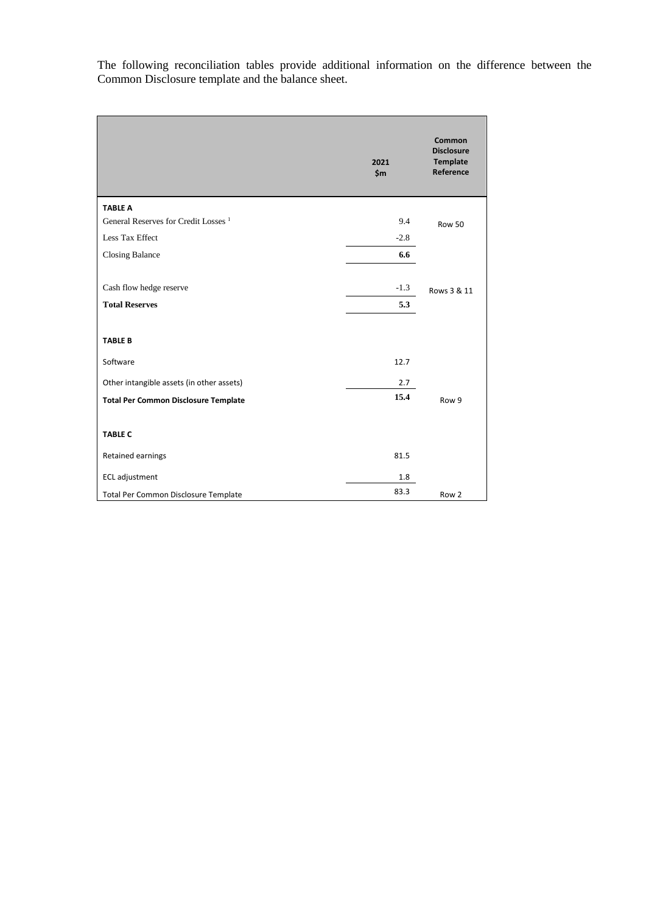The following reconciliation tables provide additional information on the difference between the Common Disclosure template and the balance sheet.

| | 2021 $m | Common Disclosure Template Reference |
|---|---|---|
| **TABLE A** | | |
| General Reserves for Credit Losses [1] | 9.4 | Row 50 |
| Less Tax Effect | -2.8 | |
| Closing Balance | **6.6** | |
| | | |
| Cash flow hedge reserve | -1.3 | Rows 3 & 11 |
| **Total Reserves** | **5.3** | |
| | | |
| **TABLE B** | | |
| Software | 12.7 | |
| Other intangible assets (in other assets) | 2.7 | |
| **Total Per Common Disclosure Template** | **15.4** | Row 9 |
| | | |
| **TABLE C** | | |
| Retained earnings | 81.5 | |
| ECL adjustment | 1.8 | |
| Total Per Common Disclosure Template | 83.3 | Row 2 |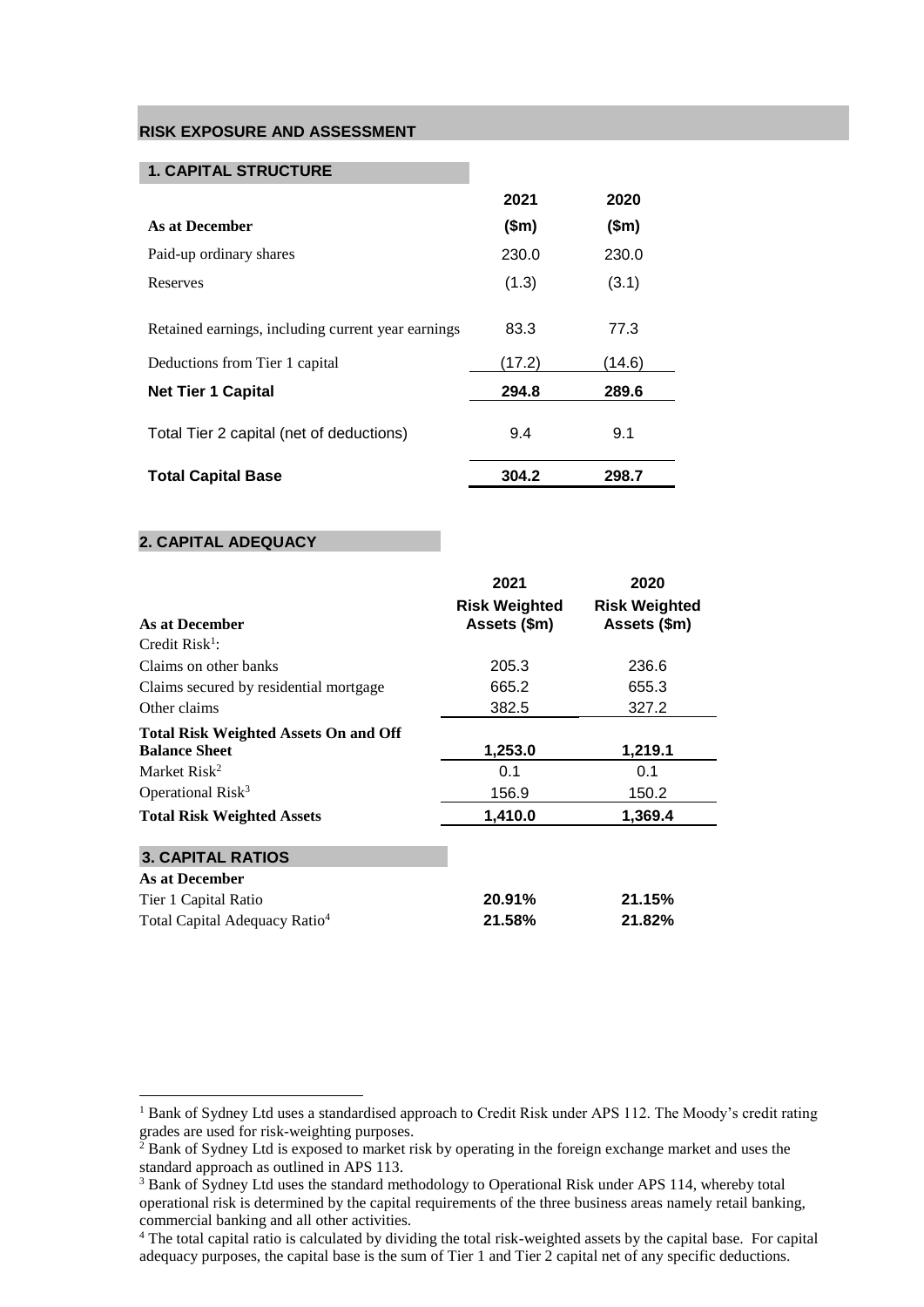## RISK EXPOSURE AND ASSESSMENT

### 1. CAPITAL STRUCTURE

| As at December | 2021 ($m) | 2020 ($m) |
|---|---|---|
| Paid-up ordinary shares | 230.0 | 230.0 |
| Reserves | (1.3) | (3.1) |
| Retained earnings, including current year earnings | 83.3 | 77.3 |
| Deductions from Tier 1 capital | (17.2) | (14.6) |
| **Net Tier 1 Capital** | **294.8** | **289.6** |
| Total Tier 2 capital (net of deductions) | 9.4 | 9.1 |
| **Total Capital Base** | **304.2** | **298.7** |

### 2. CAPITAL ADEQUACY

| As at December | 2021 Risk Weighted Assets ($m) | 2020 Risk Weighted Assets ($m) |
|---|---|---|
| Credit Risk[1]: | | |
| Claims on other banks | 205.3 | 236.6 |
| Claims secured by residential mortgage | 665.2 | 655.3 |
| Other claims | 382.5 | 327.2 |
| **Total Risk Weighted Assets On and Off Balance Sheet** | **1,253.0** | **1,219.1** |
| Market Risk[2] | 0.1 | 0.1 |
| Operational Risk[3] | 156.9 | 150.2 |
| **Total Risk Weighted Assets** | **1,410.0** | **1,369.4** |

### 3. CAPITAL RATIOS

| As at December | 2021 | 2020 |
|---|---|---|
| Tier 1 Capital Ratio | **20.91%** | **21.15%** |
| Total Capital Adequacy Ratio[4] | **21.58%** | **21.82%** |

---

[1] Bank of Sydney Ltd uses a standardised approach to Credit Risk under APS 112. The Moody's credit rating grades are used for risk-weighting purposes.

[2] Bank of Sydney Ltd is exposed to market risk by operating in the foreign exchange market and uses the standard approach as outlined in APS 113.

[3] Bank of Sydney Ltd uses the standard methodology to Operational Risk under APS 114, whereby total operational risk is determined by the capital requirements of the three business areas namely retail banking, commercial banking and all other activities.

[4] The total capital ratio is calculated by dividing the total risk-weighted assets by the capital base. For capital adequacy purposes, the capital base is the sum of Tier 1 and Tier 2 capital net of any specific deductions.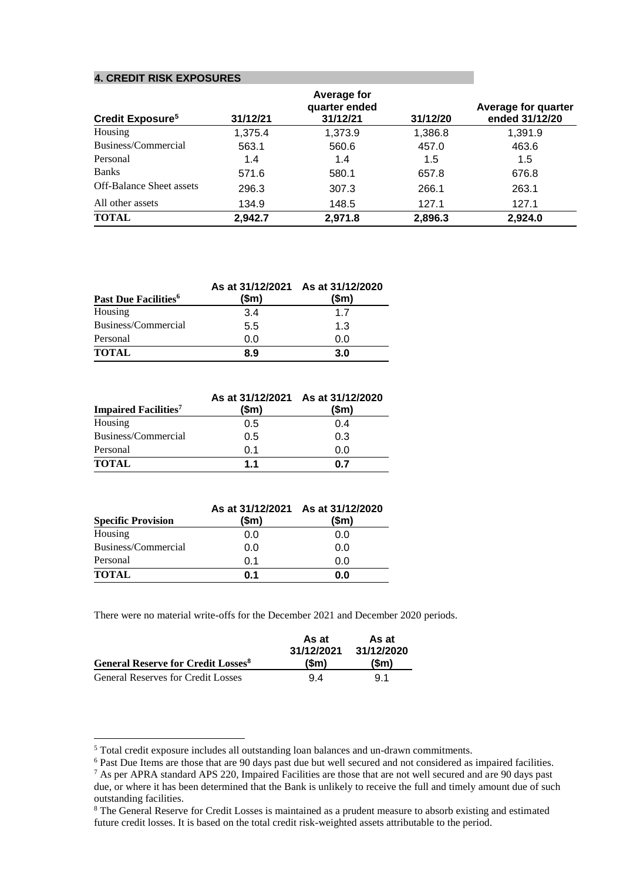## 4. CREDIT RISK EXPOSURES

| Credit Exposure[5] | 31/12/21 | Average for quarter ended 31/12/21 | 31/12/20 | Average for quarter ended 31/12/20 |
|---|---|---|---|---|
| Housing | 1,375.4 | 1,373.9 | 1,386.8 | 1,391.9 |
| Business/Commercial | 563.1 | 560.6 | 457.0 | 463.6 |
| Personal | 1.4 | 1.4 | 1.5 | 1.5 |
| Banks | 571.6 | 580.1 | 657.8 | 676.8 |
| Off-Balance Sheet assets | 296.3 | 307.3 | 266.1 | 263.1 |
| All other assets | 134.9 | 148.5 | 127.1 | 127.1 |
| **TOTAL** | **2,942.7** | **2,971.8** | **2,896.3** | **2,924.0** |

| Past Due Facilities[6] | As at 31/12/2021 ($m) | As at 31/12/2020 ($m) |
|---|---|---|
| Housing | 3.4 | 1.7 |
| Business/Commercial | 5.5 | 1.3 |
| Personal | 0.0 | 0.0 |
| **TOTAL** | **8.9** | **3.0** |

| Impaired Facilities[7] | As at 31/12/2021 ($m) | As at 31/12/2020 ($m) |
|---|---|---|
| Housing | 0.5 | 0.4 |
| Business/Commercial | 0.5 | 0.3 |
| Personal | 0.1 | 0.0 |
| **TOTAL** | **1.1** | **0.7** |

| Specific Provision | As at 31/12/2021 ($m) | As at 31/12/2020 ($m) |
|---|---|---|
| Housing | 0.0 | 0.0 |
| Business/Commercial | 0.0 | 0.0 |
| Personal | 0.1 | 0.0 |
| **TOTAL** | **0.1** | **0.0** |

There were no material write-offs for the December 2021 and December 2020 periods.

| General Reserve for Credit Losses[8] | As at 31/12/2021 ($m) | As at 31/12/2020 ($m) |
|---|---|---|
| General Reserves for Credit Losses | 9.4 | 9.1 |

[5] Total credit exposure includes all outstanding loan balances and un-drawn commitments.

[6] Past Due Items are those that are 90 days past due but well secured and not considered as impaired facilities.

[7] As per APRA standard APS 220, Impaired Facilities are those that are not well secured and are 90 days past due, or where it has been determined that the Bank is unlikely to receive the full and timely amount due of such outstanding facilities.

[8] The General Reserve for Credit Losses is maintained as a prudent measure to absorb existing and estimated future credit losses. It is based on the total credit risk-weighted assets attributable to the period.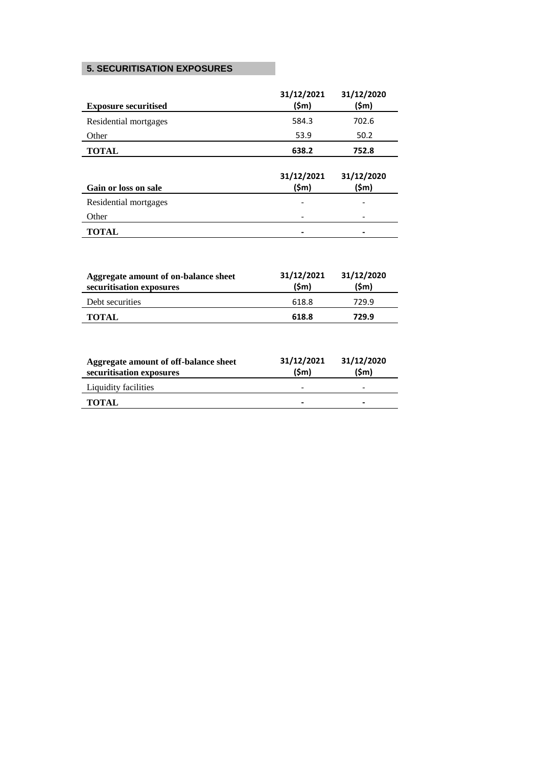## 5. SECURITISATION EXPOSURES

| Exposure securitised | 31/12/2021 ($m) | 31/12/2020 ($m) |
|---|---|---|
| Residential mortgages | 584.3 | 702.6 |
| Other | 53.9 | 50.2 |
| **TOTAL** | **638.2** | **752.8** |

| Gain or loss on sale | 31/12/2021 ($m) | 31/12/2020 ($m) |
|---|---|---|
| Residential mortgages | - | - |
| Other | - | - |
| **TOTAL** | **-** | **-** |

| Aggregate amount of on-balance sheet securitisation exposures | 31/12/2021 ($m) | 31/12/2020 ($m) |
|---|---|---|
| Debt securities | 618.8 | 729.9 |
| **TOTAL** | **618.8** | **729.9** |

| Aggregate amount of off-balance sheet securitisation exposures | 31/12/2021 ($m) | 31/12/2020 ($m) |
|---|---|---|
| Liquidity facilities | - | - |
| **TOTAL** | **-** | **-** |